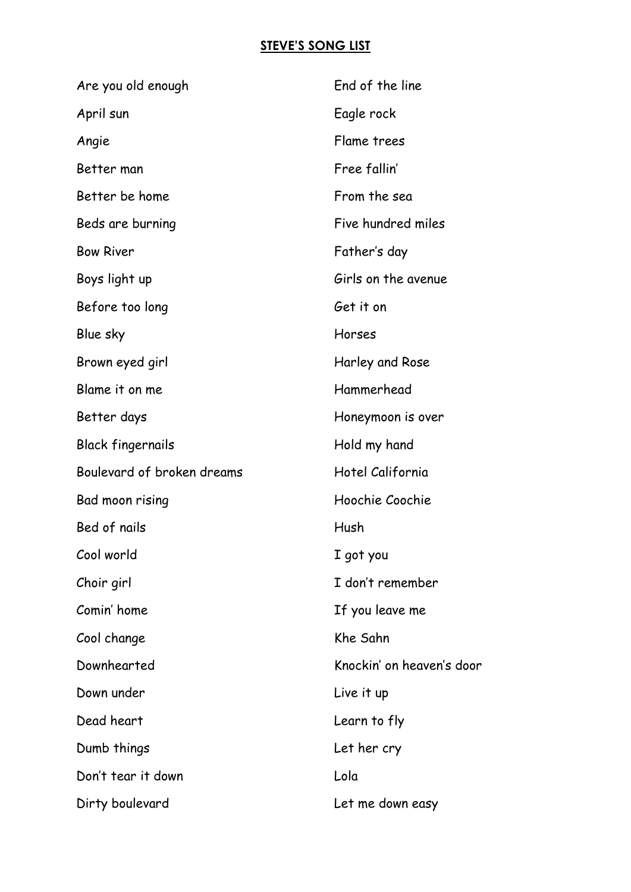# STEVE'S SONG LIST

Are you old enough

April sun

Angie

Better man

Better be home

Beds are burning

Bow River

Boys light up

Before too long

Blue sky

Brown eyed girl

Blame it on me

Better days

Black fingernails

Boulevard of broken dreams

Bad moon rising

Bed of nails

Cool world

Choir girl

Comin' home

Cool change

Downhearted

Down under

Dead heart

Dumb things

Don't tear it down

Dirty boulevard

End of the line

Eagle rock

Flame trees

Free fallin'

From the sea

Five hundred miles

Father's day

Girls on the avenue

Get it on

Horses

Harley and Rose

Hammerhead

Honeymoon is over

Hold my hand

Hotel California

Hoochie Coochie

Hush

I got you

I don't remember

If you leave me

Khe Sahn

Knockin' on heaven's door

Live it up

Learn to fly

Let her cry

Lola

Let me down easy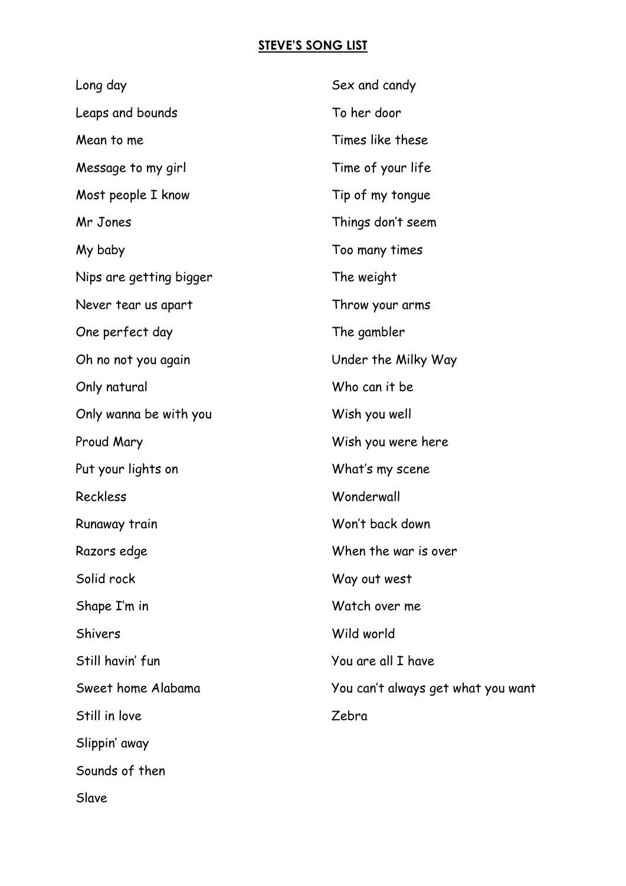**STEVE'S SONG LIST**

Long day
Leaps and bounds
Mean to me
Message to my girl
Most people I know
Mr Jones
My baby
Nips are getting bigger
Never tear us apart
One perfect day
Oh no not you again
Only natural
Only wanna be with you
Proud Mary
Put your lights on
Reckless
Runaway train
Razors edge
Solid rock
Shape I'm in
Shivers
Still havin' fun
Sweet home Alabama
Still in love
Slippin' away
Sounds of then
Slave
Sex and candy
To her door
Times like these
Time of your life
Tip of my tongue
Things don't seem
Too many times
The weight
Throw your arms
The gambler
Under the Milky Way
Who can it be
Wish you well
Wish you were here
What's my scene
Wonderwall
Won't back down
When the war is over
Way out west
Watch over me
Wild world
You are all I have
You can't always get what you want
Zebra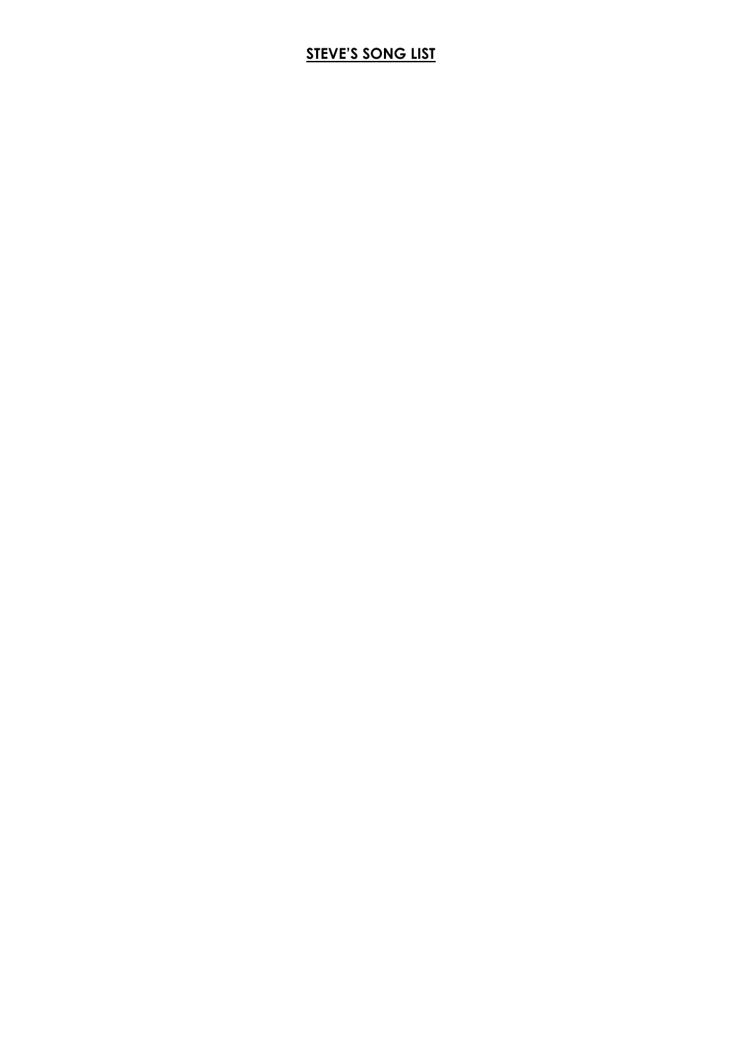**STEVE'S SONG LIST**